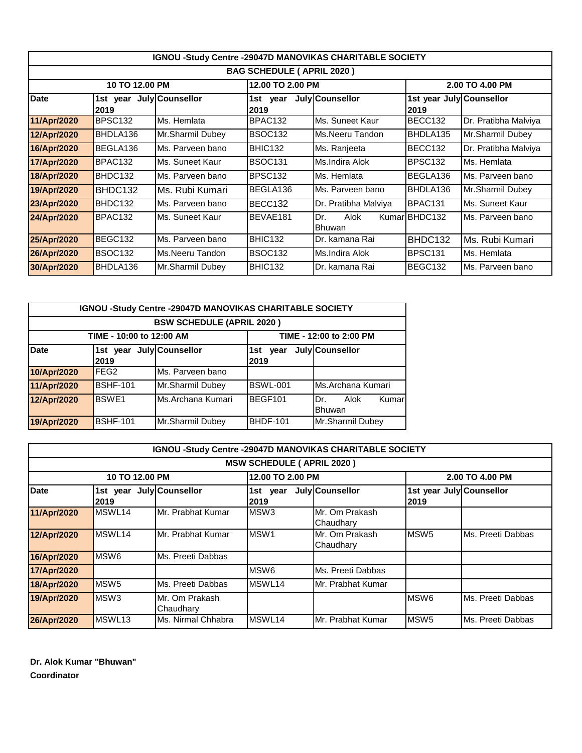## IGNOU -Study Centre -29047D MANOVIKAS CHARITABLE SOCIETY

### BAG SCHEDULE ( APRIL 2020 )

| | 10 TO 12.00 PM | | 12.00 TO 2.00 PM | | 2.00 TO 4.00 PM | |
|---|---|---|---|---|---|---|
| **Date** | **1st year July 2019** | **Counsellor** | **1st year July 2019** | **Counsellor** | **1st year July 2019** | **Counsellor** |
| **11/Apr/2020** | BPSC132 | Ms. Hemlata | BPAC132 | Ms. Suneet Kaur | BECC132 | Dr. Pratibha Malviya |
| **12/Apr/2020** | BHDLA136 | Mr.Sharmil Dubey | BSOC132 | Ms.Neeru Tandon | BHDLA135 | Mr.Sharmil Dubey |
| **16/Apr/2020** | BEGLA136 | Ms. Parveen bano | BHIC132 | Ms. Ranjeeta | BECC132 | Dr. Pratibha Malviya |
| **17/Apr/2020** | BPAC132 | Ms. Suneet Kaur | BSOC131 | Ms.Indira Alok | BPSC132 | Ms. Hemlata |
| **18/Apr/2020** | BHDC132 | Ms. Parveen bano | BPSC132 | Ms. Hemlata | BEGLA136 | Ms. Parveen bano |
| **19/Apr/2020** | BHDC132 | Ms. Rubi Kumari | BEGLA136 | Ms. Parveen bano | BHDLA136 | Mr.Sharmil Dubey |
| **23/Apr/2020** | BHDC132 | Ms. Parveen bano | BECC132 | Dr. Pratibha Malviya | BPAC131 | Ms. Suneet Kaur |
| **24/Apr/2020** | BPAC132 | Ms. Suneet Kaur | BEVAE181 | Dr. Alok Kumar Bhuwan | BHDC132 | Ms. Parveen bano |
| **25/Apr/2020** | BEGC132 | Ms. Parveen bano | BHIC132 | Dr. kamana Rai | BHDC132 | Ms. Rubi Kumari |
| **26/Apr/2020** | BSOC132 | Ms.Neeru Tandon | BSOC132 | Ms.Indira Alok | BPSC131 | Ms. Hemlata |
| **30/Apr/2020** | BHDLA136 | Mr.Sharmil Dubey | BHIC132 | Dr. kamana Rai | BEGC132 | Ms. Parveen bano |

## IGNOU -Study Centre -29047D MANOVIKAS CHARITABLE SOCIETY

### BSW SCHEDULE (APRIL 2020 )

| | TIME - 10:00 to 12:00 AM | | TIME - 12:00 to 2:00 PM | |
|---|---|---|---|---|
| **Date** | **1st year July 2019** | **Counsellor** | **1st year July 2019** | **Counsellor** |
| **10/Apr/2020** | FEG2 | Ms. Parveen bano | | |
| **11/Apr/2020** | BSHF-101 | Mr.Sharmil Dubey | BSWL-001 | Ms.Archana Kumari |
| **12/Apr/2020** | BSWE1 | Ms.Archana Kumari | BEGF101 | Dr. Alok Kumar Bhuwan |
| **19/Apr/2020** | BSHF-101 | Mr.Sharmil Dubey | BHDF-101 | Mr.Sharmil Dubey |

## IGNOU -Study Centre -29047D MANOVIKAS CHARITABLE SOCIETY

### MSW SCHEDULE ( APRIL 2020 )

| | 10 TO 12.00 PM | | 12.00 TO 2.00 PM | | 2.00 TO 4.00 PM | |
|---|---|---|---|---|---|---|
| **Date** | **1st year July 2019** | **Counsellor** | **1st year July 2019** | **Counsellor** | **1st year July 2019** | **Counsellor** |
| **11/Apr/2020** | MSWL14 | Mr. Prabhat Kumar | MSW3 | Mr. Om Prakash Chaudhary | | |
| **12/Apr/2020** | MSWL14 | Mr. Prabhat Kumar | MSW1 | Mr. Om Prakash Chaudhary | MSW5 | Ms. Preeti Dabbas |
| **16/Apr/2020** | MSW6 | Ms. Preeti Dabbas | | | | |
| **17/Apr/2020** | | | MSW6 | Ms. Preeti Dabbas | | |
| **18/Apr/2020** | MSW5 | Ms. Preeti Dabbas | MSWL14 | Mr. Prabhat Kumar | | |
| **19/Apr/2020** | MSW3 | Mr. Om Prakash Chaudhary | | | MSW6 | Ms. Preeti Dabbas |
| **26/Apr/2020** | MSWL13 | Ms. Nirmal Chhabra | MSWL14 | Mr. Prabhat Kumar | MSW5 | Ms. Preeti Dabbas |

**Dr. Alok Kumar "Bhuwan"**
**Coordinator**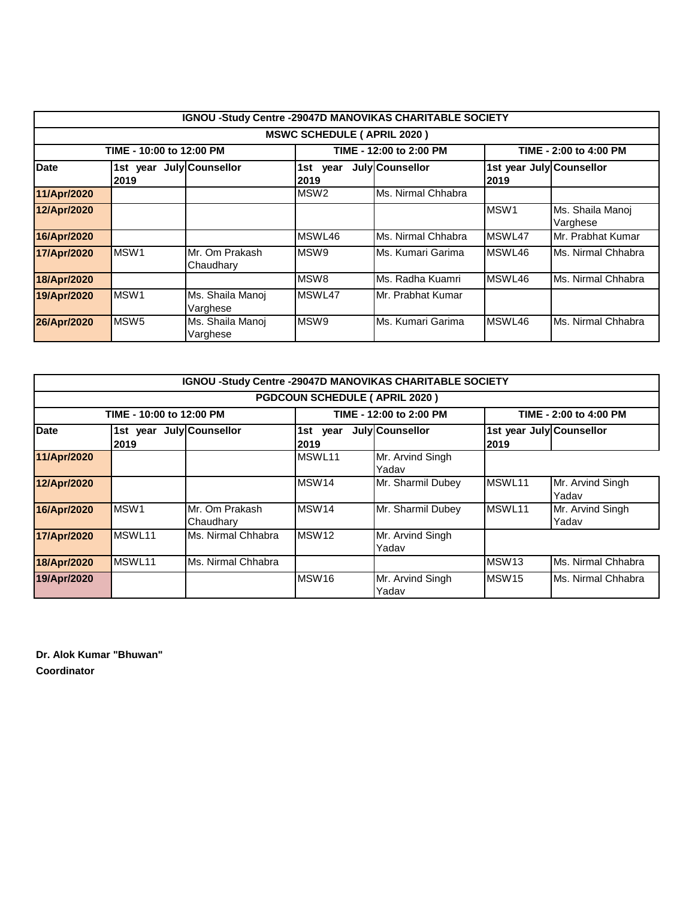| IGNOU -Study Centre -29047D MANOVIKAS CHARITABLE SOCIETY | | | | | | |
|---|---|---|---|---|---|---|
| **MSWC SCHEDULE ( APRIL 2020 )** | | | | | | |
| | **TIME - 10:00 to 12:00 PM** | | **TIME - 12:00 to 2:00 PM** | | **TIME - 2:00 to 4:00 PM** | |
| **Date** | **1st year July 2019** | **Counsellor** | **1st year July 2019** | **Counsellor** | **1st year July 2019** | **Counsellor** |
| **11/Apr/2020** | | | MSW2 | Ms. Nirmal Chhabra | | |
| **12/Apr/2020** | | | | | MSW1 | Ms. Shaila Manoj Varghese |
| **16/Apr/2020** | | | MSWL46 | Ms. Nirmal Chhabra | MSWL47 | Mr. Prabhat Kumar |
| **17/Apr/2020** | MSW1 | Mr. Om Prakash Chaudhary | MSW9 | Ms. Kumari Garima | MSWL46 | Ms. Nirmal Chhabra |
| **18/Apr/2020** | | | MSW8 | Ms. Radha Kuamri | MSWL46 | Ms. Nirmal Chhabra |
| **19/Apr/2020** | MSW1 | Ms. Shaila Manoj Varghese | MSWL47 | Mr. Prabhat Kumar | | |
| **26/Apr/2020** | MSW5 | Ms. Shaila Manoj Varghese | MSW9 | Ms. Kumari Garima | MSWL46 | Ms. Nirmal Chhabra |

| IGNOU -Study Centre -29047D MANOVIKAS CHARITABLE SOCIETY | | | | | | |
|---|---|---|---|---|---|---|
| **PGDCOUN SCHEDULE ( APRIL 2020 )** | | | | | | |
| | **TIME - 10:00 to 12:00 PM** | | **TIME - 12:00 to 2:00 PM** | | **TIME - 2:00 to 4:00 PM** | |
| **Date** | **1st year July 2019** | **Counsellor** | **1st year July 2019** | **Counsellor** | **1st year July 2019** | **Counsellor** |
| **11/Apr/2020** | | | MSWL11 | Mr. Arvind Singh Yadav | | |
| **12/Apr/2020** | | | MSW14 | Mr. Sharmil Dubey | MSWL11 | Mr. Arvind Singh Yadav |
| **16/Apr/2020** | MSW1 | Mr. Om Prakash Chaudhary | MSW14 | Mr. Sharmil Dubey | MSWL11 | Mr. Arvind Singh Yadav |
| **17/Apr/2020** | MSWL11 | Ms. Nirmal Chhabra | MSW12 | Mr. Arvind Singh Yadav | | |
| **18/Apr/2020** | MSWL11 | Ms. Nirmal Chhabra | | | MSW13 | Ms. Nirmal Chhabra |
| **19/Apr/2020** | | | MSW16 | Mr. Arvind Singh Yadav | MSW15 | Ms. Nirmal Chhabra |

**Dr. Alok Kumar "Bhuwan"**
**Coordinator**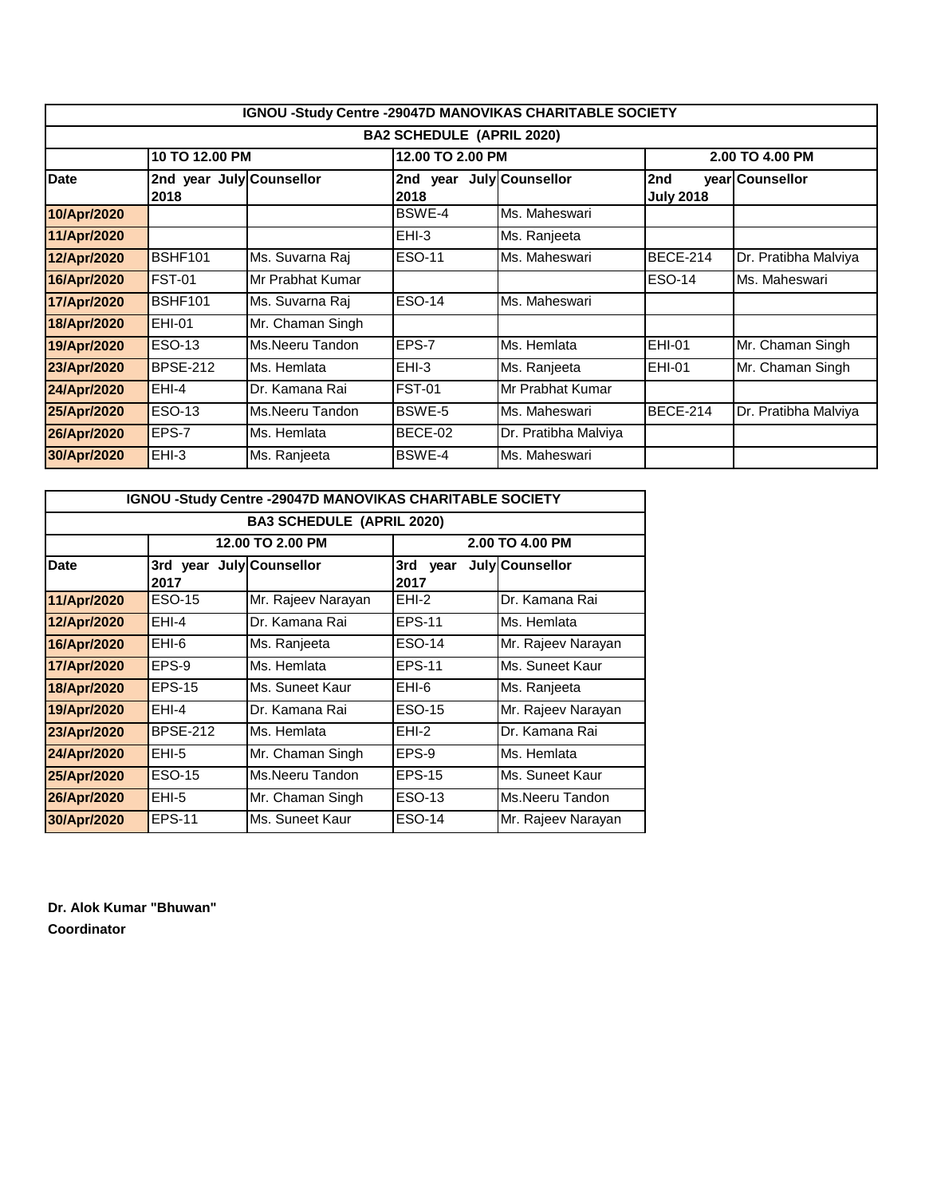| IGNOU -Study Centre -29047D MANOVIKAS CHARITABLE SOCIETY | | | | | | |
|---|---|---|---|---|---|---|
| **BA2 SCHEDULE (APRIL 2020)** | | | | | | |
| | **10 TO 12.00 PM** | | **12.00 TO 2.00 PM** | | **2.00 TO 4.00 PM** | |
| **Date** | **2nd year July 2018** | **Counsellor** | **2nd year July 2018** | **Counsellor** | **2nd year July 2018** | **Counsellor** |
| **10/Apr/2020** | | | BSWE-4 | Ms. Maheswari | | |
| **11/Apr/2020** | | | EHI-3 | Ms. Ranjeeta | | |
| **12/Apr/2020** | BSHF101 | Ms. Suvarna Raj | ESO-11 | Ms. Maheswari | BECE-214 | Dr. Pratibha Malviya |
| **16/Apr/2020** | FST-01 | Mr Prabhat Kumar | | | ESO-14 | Ms. Maheswari |
| **17/Apr/2020** | BSHF101 | Ms. Suvarna Raj | ESO-14 | Ms. Maheswari | | |
| **18/Apr/2020** | EHI-01 | Mr. Chaman Singh | | | | |
| **19/Apr/2020** | ESO-13 | Ms.Neeru Tandon | EPS-7 | Ms. Hemlata | EHI-01 | Mr. Chaman Singh |
| **23/Apr/2020** | BPSE-212 | Ms. Hemlata | EHI-3 | Ms. Ranjeeta | EHI-01 | Mr. Chaman Singh |
| **24/Apr/2020** | EHI-4 | Dr. Kamana Rai | FST-01 | Mr Prabhat Kumar | | |
| **25/Apr/2020** | ESO-13 | Ms.Neeru Tandon | BSWE-5 | Ms. Maheswari | BECE-214 | Dr. Pratibha Malviya |
| **26/Apr/2020** | EPS-7 | Ms. Hemlata | BECE-02 | Dr. Pratibha Malviya | | |
| **30/Apr/2020** | EHI-3 | Ms. Ranjeeta | BSWE-4 | Ms. Maheswari | | |

| IGNOU -Study Centre -29047D MANOVIKAS CHARITABLE SOCIETY | | | | |
|---|---|---|---|---|
| **BA3 SCHEDULE (APRIL 2020)** | | | | |
| | **12.00 TO 2.00 PM** | | **2.00 TO 4.00 PM** | |
| **Date** | **3rd year July 2017** | **Counsellor** | **3rd year July 2017** | **Counsellor** |
| **11/Apr/2020** | ESO-15 | Mr. Rajeev Narayan | EHI-2 | Dr. Kamana Rai |
| **12/Apr/2020** | EHI-4 | Dr. Kamana Rai | EPS-11 | Ms. Hemlata |
| **16/Apr/2020** | EHI-6 | Ms. Ranjeeta | ESO-14 | Mr. Rajeev Narayan |
| **17/Apr/2020** | EPS-9 | Ms. Hemlata | EPS-11 | Ms. Suneet Kaur |
| **18/Apr/2020** | EPS-15 | Ms. Suneet Kaur | EHI-6 | Ms. Ranjeeta |
| **19/Apr/2020** | EHI-4 | Dr. Kamana Rai | ESO-15 | Mr. Rajeev Narayan |
| **23/Apr/2020** | BPSE-212 | Ms. Hemlata | EHI-2 | Dr. Kamana Rai |
| **24/Apr/2020** | EHI-5 | Mr. Chaman Singh | EPS-9 | Ms. Hemlata |
| **25/Apr/2020** | ESO-15 | Ms.Neeru Tandon | EPS-15 | Ms. Suneet Kaur |
| **26/Apr/2020** | EHI-5 | Mr. Chaman Singh | ESO-13 | Ms.Neeru Tandon |
| **30/Apr/2020** | EPS-11 | Ms. Suneet Kaur | ESO-14 | Mr. Rajeev Narayan |

**Dr. Alok Kumar "Bhuwan"**
**Coordinator**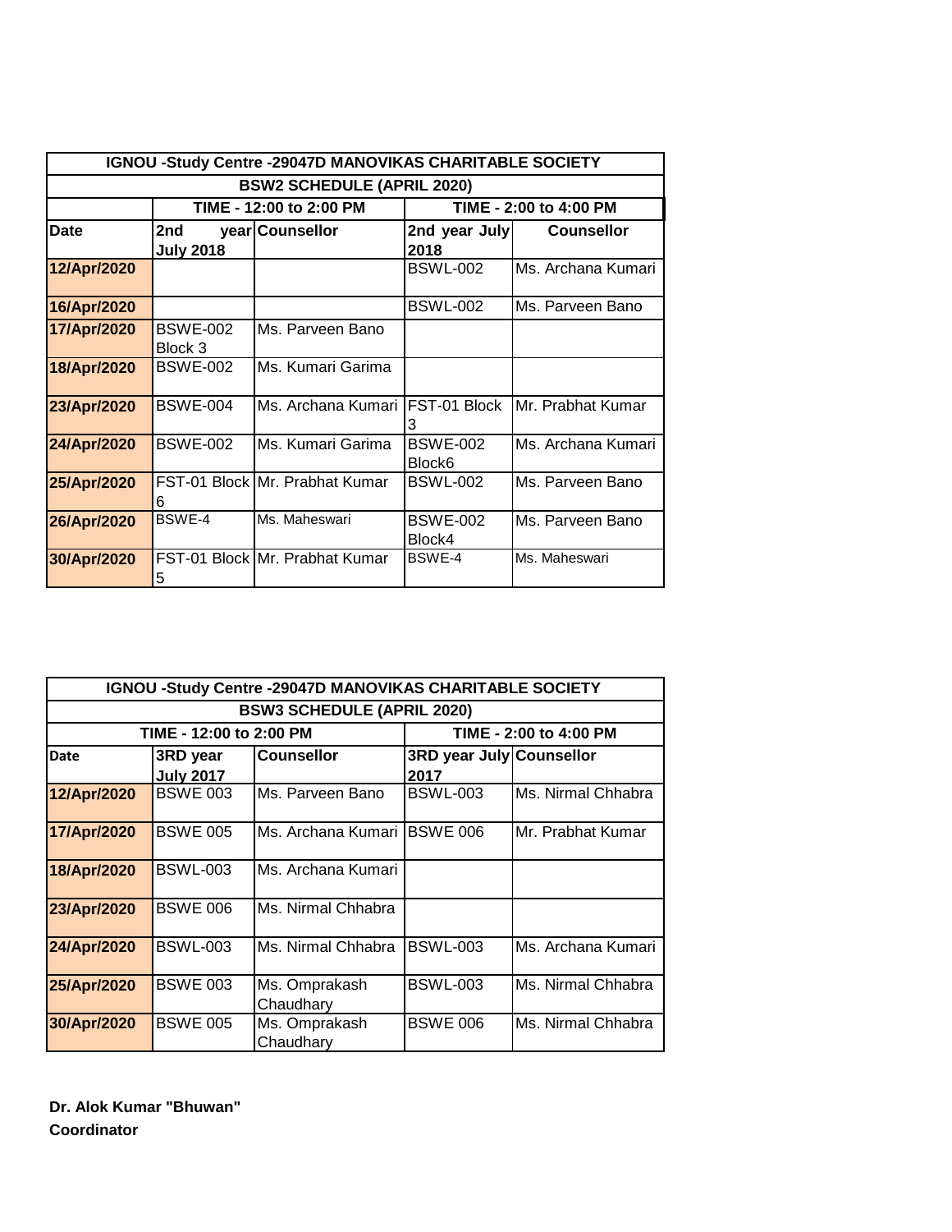| IGNOU -Study Centre -29047D MANOVIKAS CHARITABLE SOCIETY | | | | |
|---|---|---|---|---|
| BSW2 SCHEDULE (APRIL 2020) | | | | |
| | TIME - 12:00 to 2:00 PM | | TIME - 2:00 to 4:00 PM | |
| **Date** | **2nd year July 2018** | **Counsellor** | **2nd year July 2018** | **Counsellor** |
| **12/Apr/2020** | | | BSWL-002 | Ms. Archana Kumari |
| **16/Apr/2020** | | | BSWL-002 | Ms. Parveen Bano |
| **17/Apr/2020** | BSWE-002 Block 3 | Ms. Parveen Bano | | |
| **18/Apr/2020** | BSWE-002 | Ms. Kumari Garima | | |
| **23/Apr/2020** | BSWE-004 | Ms. Archana Kumari | FST-01 Block 3 | Mr. Prabhat Kumar |
| **24/Apr/2020** | BSWE-002 | Ms. Kumari Garima | BSWE-002 Block6 | Ms. Archana Kumari |
| **25/Apr/2020** | FST-01 Block 6 | Mr. Prabhat Kumar | BSWL-002 | Ms. Parveen Bano |
| **26/Apr/2020** | BSWE-4 | Ms. Maheswari | BSWE-002 Block4 | Ms. Parveen Bano |
| **30/Apr/2020** | FST-01 Block 5 | Mr. Prabhat Kumar | BSWE-4 | Ms. Maheswari |

| IGNOU -Study Centre -29047D MANOVIKAS CHARITABLE SOCIETY | | | | |
|---|---|---|---|---|
| BSW3 SCHEDULE (APRIL 2020) | | | | |
| TIME - 12:00 to 2:00 PM | | | TIME - 2:00 to 4:00 PM | |
| **Date** | **3RD year July 2017** | **Counsellor** | **3RD year July 2017** | **Counsellor** |
| **12/Apr/2020** | BSWE 003 | Ms. Parveen Bano | BSWL-003 | Ms. Nirmal Chhabra |
| **17/Apr/2020** | BSWE 005 | Ms. Archana Kumari | BSWE 006 | Mr. Prabhat Kumar |
| **18/Apr/2020** | BSWL-003 | Ms. Archana Kumari | | |
| **23/Apr/2020** | BSWE 006 | Ms. Nirmal Chhabra | | |
| **24/Apr/2020** | BSWL-003 | Ms. Nirmal Chhabra | BSWL-003 | Ms. Archana Kumari |
| **25/Apr/2020** | BSWE 003 | Ms. Omprakash Chaudhary | BSWL-003 | Ms. Nirmal Chhabra |
| **30/Apr/2020** | BSWE 005 | Ms. Omprakash Chaudhary | BSWE 006 | Ms. Nirmal Chhabra |

**Dr. Alok Kumar "Bhuwan"**
**Coordinator**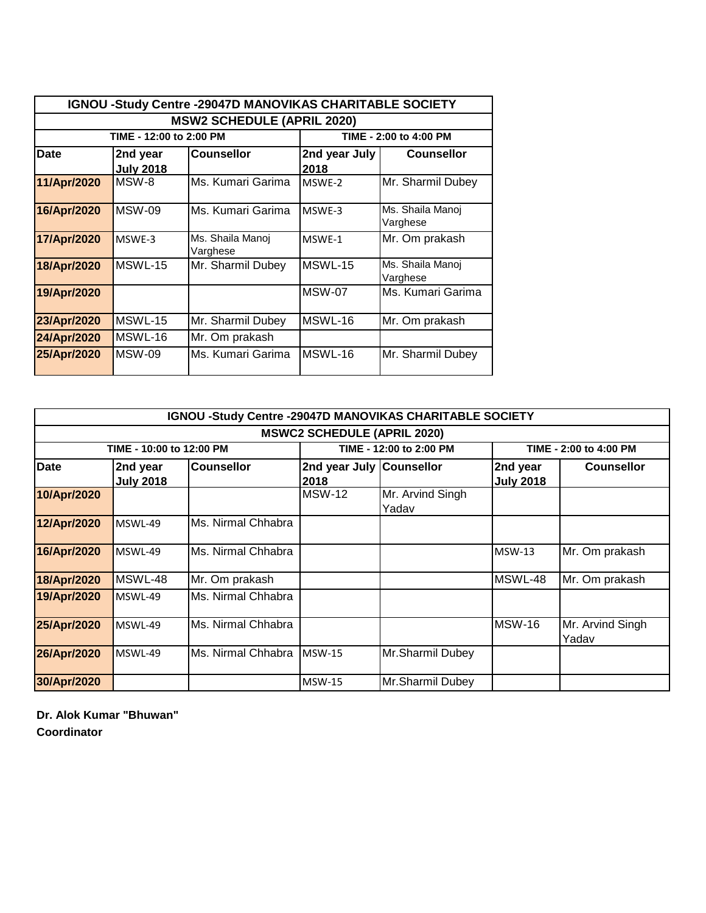| IGNOU -Study Centre -29047D MANOVIKAS CHARITABLE SOCIETY | | | | |
|---|---|---|---|---|
| MSW2 SCHEDULE (APRIL 2020) | | | | |
| TIME - 12:00 to 2:00 PM | | | TIME - 2:00 to 4:00 PM | |
| Date | 2nd year July 2018 | Counsellor | 2nd year July 2018 | Counsellor |
| 11/Apr/2020 | MSW-8 | Ms. Kumari Garima | MSWE-2 | Mr. Sharmil Dubey |
| 16/Apr/2020 | MSW-09 | Ms. Kumari Garima | MSWE-3 | Ms. Shaila Manoj Varghese |
| 17/Apr/2020 | MSWE-3 | Ms. Shaila Manoj Varghese | MSWE-1 | Mr. Om prakash |
| 18/Apr/2020 | MSWL-15 | Mr. Sharmil Dubey | MSWL-15 | Ms. Shaila Manoj Varghese |
| 19/Apr/2020 | | | MSW-07 | Ms. Kumari Garima |
| 23/Apr/2020 | MSWL-15 | Mr. Sharmil Dubey | MSWL-16 | Mr. Om prakash |
| 24/Apr/2020 | MSWL-16 | Mr. Om prakash | | |
| 25/Apr/2020 | MSW-09 | Ms. Kumari Garima | MSWL-16 | Mr. Sharmil Dubey |

| IGNOU -Study Centre -29047D MANOVIKAS CHARITABLE SOCIETY | | | | | | |
|---|---|---|---|---|---|---|
| MSWC2 SCHEDULE (APRIL 2020) | | | | | | |
| TIME - 10:00 to 12:00 PM | | | TIME - 12:00 to 2:00 PM | | TIME - 2:00 to 4:00 PM | |
| Date | 2nd year July 2018 | Counsellor | 2nd year July 2018 | Counsellor | 2nd year July 2018 | Counsellor |
| 10/Apr/2020 | | | MSW-12 | Mr. Arvind Singh Yadav | | |
| 12/Apr/2020 | MSWL-49 | Ms. Nirmal Chhabra | | | | |
| 16/Apr/2020 | MSWL-49 | Ms. Nirmal Chhabra | | | MSW-13 | Mr. Om prakash |
| 18/Apr/2020 | MSWL-48 | Mr. Om prakash | | | MSWL-48 | Mr. Om prakash |
| 19/Apr/2020 | MSWL-49 | Ms. Nirmal Chhabra | | | | |
| 25/Apr/2020 | MSWL-49 | Ms. Nirmal Chhabra | | | MSW-16 | Mr. Arvind Singh Yadav |
| 26/Apr/2020 | MSWL-49 | Ms. Nirmal Chhabra | MSW-15 | Mr.Sharmil Dubey | | |
| 30/Apr/2020 | | | MSW-15 | Mr.Sharmil Dubey | | |

**Dr. Alok Kumar "Bhuwan"**
**Coordinator**